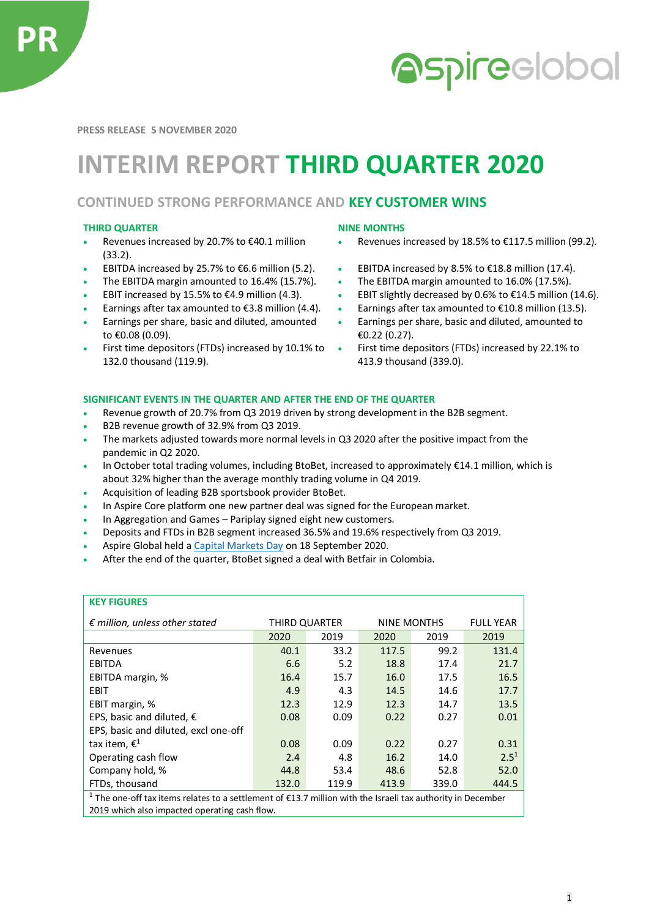PRESS RELEASE 5 NOVEMBER 2020

# INTERIM REPORT THIRD QUARTER 2020

## CONTINUED STRONG PERFORMANCE AND KEY CUSTOMER WINS

### THIRD QUARTER

- Revenues increased by 20.7% to €40.1 million (33.2).
- EBITDA increased by 25.7% to €6.6 million (5.2).
- The EBITDA margin amounted to 16.4% (15.7%).
- EBIT increased by 15.5% to €4.9 million (4.3).
- Earnings after tax amounted to €3.8 million (4.4).
- Earnings per share, basic and diluted, amounted to €0.08 (0.09).
- First time depositors (FTDs) increased by 10.1% to 132.0 thousand (119.9).

### NINE MONTHS

- Revenues increased by 18.5% to €117.5 million (99.2).
- EBITDA increased by 8.5% to €18.8 million (17.4).
- The EBITDA margin amounted to 16.0% (17.5%).
- EBIT slightly decreased by 0.6% to €14.5 million (14.6).
- Earnings after tax amounted to €10.8 million (13.5).
- Earnings per share, basic and diluted, amounted to €0.22 (0.27).
- First time depositors (FTDs) increased by 22.1% to 413.9 thousand (339.0).

### SIGNIFICANT EVENTS IN THE QUARTER AND AFTER THE END OF THE QUARTER

- Revenue growth of 20.7% from Q3 2019 driven by strong development in the B2B segment.
- B2B revenue growth of 32.9% from Q3 2019.
- The markets adjusted towards more normal levels in Q3 2020 after the positive impact from the pandemic in Q2 2020.
- In October total trading volumes, including BtoBet, increased to approximately €14.1 million, which is about 32% higher than the average monthly trading volume in Q4 2019.
- Acquisition of leading B2B sportsbook provider BtoBet.
- In Aspire Core platform one new partner deal was signed for the European market.
- In Aggregation and Games – Pariplay signed eight new customers.
- Deposits and FTDs in B2B segment increased 36.5% and 19.6% respectively from Q3 2019.
- Aspire Global held a Capital Markets Day on 18 September 2020.
- After the end of the quarter, BtoBet signed a deal with Betfair in Colombia.

### KEY FIGURES

| *€ million, unless other stated* | THIRD QUARTER | | NINE MONTHS | | FULL YEAR |
|---|---|---|---|---|---|
| | 2020 | 2019 | 2020 | 2019 | 2019 |
| Revenues | 40.1 | 33.2 | 117.5 | 99.2 | 131.4 |
| EBITDA | 6.6 | 5.2 | 18.8 | 17.4 | 21.7 |
| EBITDA margin, % | 16.4 | 15.7 | 16.0 | 17.5 | 16.5 |
| EBIT | 4.9 | 4.3 | 14.5 | 14.6 | 17.7 |
| EBIT margin, % | 12.3 | 12.9 | 12.3 | 14.7 | 13.5 |
| EPS, basic and diluted, € | 0.08 | 0.09 | 0.22 | 0.27 | 0.01 |
| EPS, basic and diluted, excl one-off tax item, €[1] | 0.08 | 0.09 | 0.22 | 0.27 | 0.31 |
| Operating cash flow | 2.4 | 4.8 | 16.2 | 14.0 | 2.5[1] |
| Company hold, % | 44.8 | 53.4 | 48.6 | 52.8 | 52.0 |
| FTDs, thousand | 132.0 | 119.9 | 413.9 | 339.0 | 444.5 |

[1] The one-off tax items relates to a settlement of €13.7 million with the Israeli tax authority in December 2019 which also impacted operating cash flow.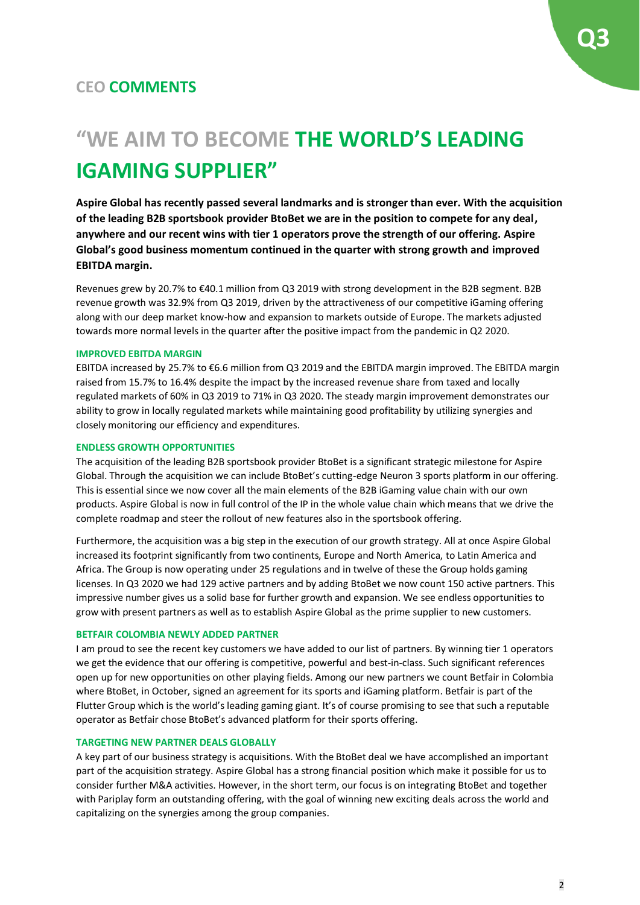## CEO COMMENTS

# "WE AIM TO BECOME THE WORLD'S LEADING IGAMING SUPPLIER"

**Aspire Global has recently passed several landmarks and is stronger than ever. With the acquisition of the leading B2B sportsbook provider BtoBet we are in the position to compete for any deal, anywhere and our recent wins with tier 1 operators prove the strength of our offering. Aspire Global's good business momentum continued in the quarter with strong growth and improved EBITDA margin.**

Revenues grew by 20.7% to €40.1 million from Q3 2019 with strong development in the B2B segment. B2B revenue growth was 32.9% from Q3 2019, driven by the attractiveness of our competitive iGaming offering along with our deep market know-how and expansion to markets outside of Europe. The markets adjusted towards more normal levels in the quarter after the positive impact from the pandemic in Q2 2020.

### IMPROVED EBITDA MARGIN

EBITDA increased by 25.7% to €6.6 million from Q3 2019 and the EBITDA margin improved. The EBITDA margin raised from 15.7% to 16.4% despite the impact by the increased revenue share from taxed and locally regulated markets of 60% in Q3 2019 to 71% in Q3 2020. The steady margin improvement demonstrates our ability to grow in locally regulated markets while maintaining good profitability by utilizing synergies and closely monitoring our efficiency and expenditures.

### ENDLESS GROWTH OPPORTUNITIES

The acquisition of the leading B2B sportsbook provider BtoBet is a significant strategic milestone for Aspire Global. Through the acquisition we can include BtoBet's cutting-edge Neuron 3 sports platform in our offering. This is essential since we now cover all the main elements of the B2B iGaming value chain with our own products. Aspire Global is now in full control of the IP in the whole value chain which means that we drive the complete roadmap and steer the rollout of new features also in the sportsbook offering.

Furthermore, the acquisition was a big step in the execution of our growth strategy. All at once Aspire Global increased its footprint significantly from two continents, Europe and North America, to Latin America and Africa. The Group is now operating under 25 regulations and in twelve of these the Group holds gaming licenses. In Q3 2020 we had 129 active partners and by adding BtoBet we now count 150 active partners. This impressive number gives us a solid base for further growth and expansion. We see endless opportunities to grow with present partners as well as to establish Aspire Global as the prime supplier to new customers.

### BETFAIR COLOMBIA NEWLY ADDED PARTNER

I am proud to see the recent key customers we have added to our list of partners. By winning tier 1 operators we get the evidence that our offering is competitive, powerful and best-in-class. Such significant references open up for new opportunities on other playing fields. Among our new partners we count Betfair in Colombia where BtoBet, in October, signed an agreement for its sports and iGaming platform. Betfair is part of the Flutter Group which is the world's leading gaming giant. It's of course promising to see that such a reputable operator as Betfair chose BtoBet's advanced platform for their sports offering.

### TARGETING NEW PARTNER DEALS GLOBALLY

A key part of our business strategy is acquisitions. With the BtoBet deal we have accomplished an important part of the acquisition strategy. Aspire Global has a strong financial position which make it possible for us to consider further M&A activities. However, in the short term, our focus is on integrating BtoBet and together with Pariplay form an outstanding offering, with the goal of winning new exciting deals across the world and capitalizing on the synergies among the group companies.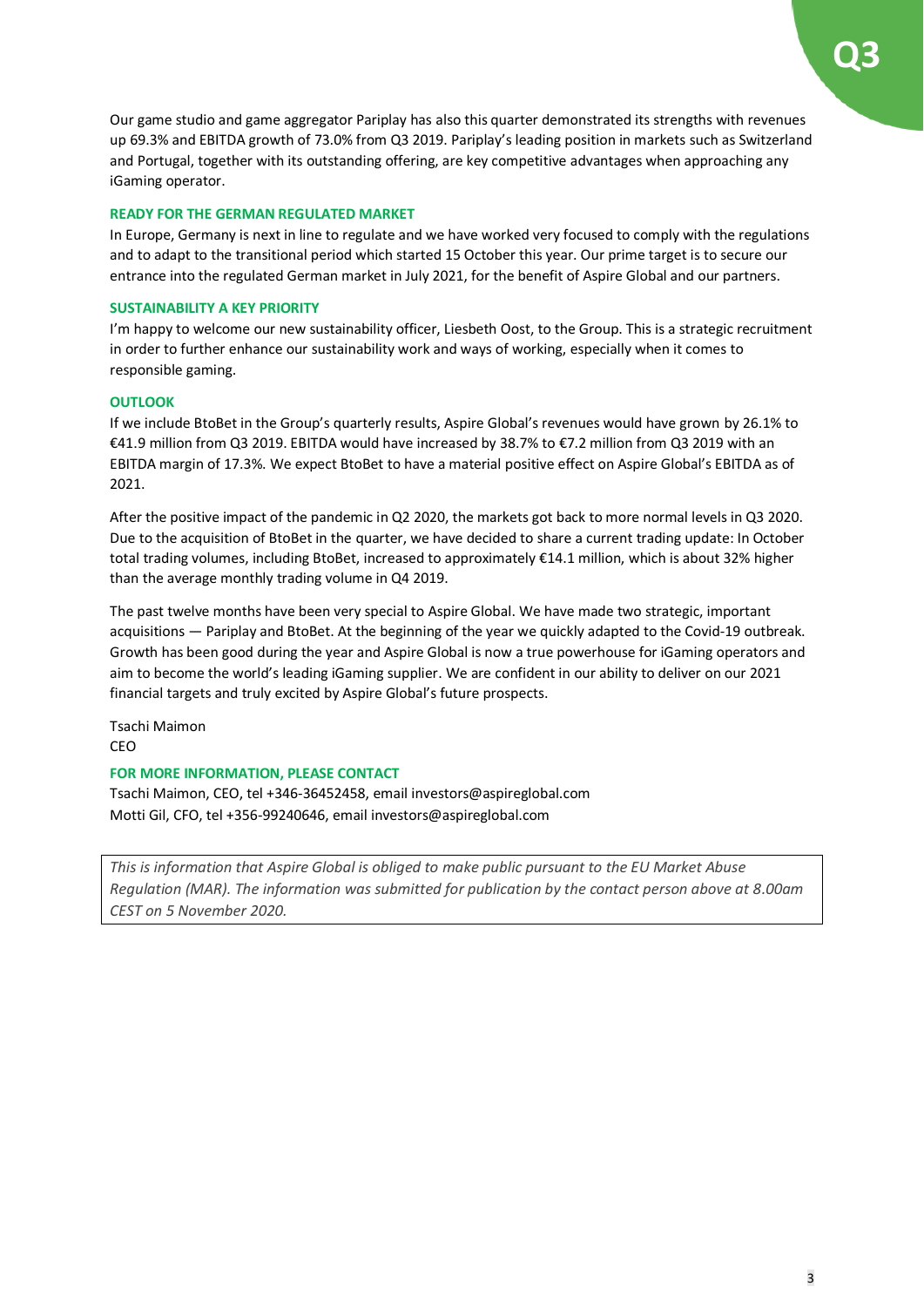Our game studio and game aggregator Pariplay has also this quarter demonstrated its strengths with revenues up 69.3% and EBITDA growth of 73.0% from Q3 2019. Pariplay's leading position in markets such as Switzerland and Portugal, together with its outstanding offering, are key competitive advantages when approaching any iGaming operator.

### READY FOR THE GERMAN REGULATED MARKET

In Europe, Germany is next in line to regulate and we have worked very focused to comply with the regulations and to adapt to the transitional period which started 15 October this year. Our prime target is to secure our entrance into the regulated German market in July 2021, for the benefit of Aspire Global and our partners.

### SUSTAINABILITY A KEY PRIORITY

I'm happy to welcome our new sustainability officer, Liesbeth Oost, to the Group. This is a strategic recruitment in order to further enhance our sustainability work and ways of working, especially when it comes to responsible gaming.

### OUTLOOK

If we include BtoBet in the Group's quarterly results, Aspire Global's revenues would have grown by 26.1% to €41.9 million from Q3 2019. EBITDA would have increased by 38.7% to €7.2 million from Q3 2019 with an EBITDA margin of 17.3%. We expect BtoBet to have a material positive effect on Aspire Global's EBITDA as of 2021.

After the positive impact of the pandemic in Q2 2020, the markets got back to more normal levels in Q3 2020. Due to the acquisition of BtoBet in the quarter, we have decided to share a current trading update: In October total trading volumes, including BtoBet, increased to approximately €14.1 million, which is about 32% higher than the average monthly trading volume in Q4 2019.

The past twelve months have been very special to Aspire Global. We have made two strategic, important acquisitions — Pariplay and BtoBet. At the beginning of the year we quickly adapted to the Covid-19 outbreak. Growth has been good during the year and Aspire Global is now a true powerhouse for iGaming operators and aim to become the world's leading iGaming supplier. We are confident in our ability to deliver on our 2021 financial targets and truly excited by Aspire Global's future prospects.

Tsachi Maimon
CEO

### FOR MORE INFORMATION, PLEASE CONTACT

Tsachi Maimon, CEO, tel +346-36452458, email investors@aspireglobal.com
Motti Gil, CFO, tel +356-99240646, email investors@aspireglobal.com

*This is information that Aspire Global is obliged to make public pursuant to the EU Market Abuse Regulation (MAR). The information was submitted for publication by the contact person above at 8.00am CEST on 5 November 2020.*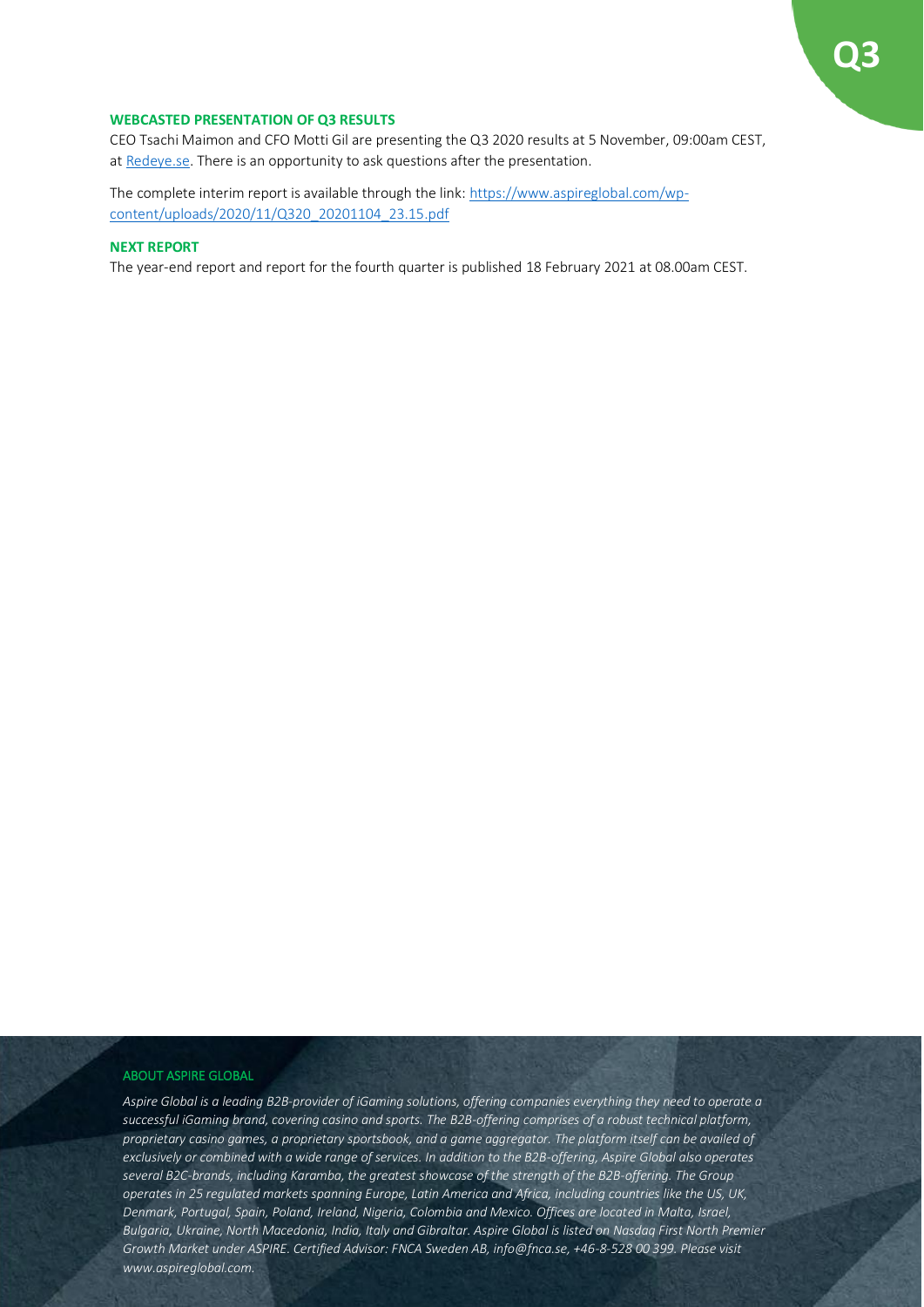### WEBCASTED PRESENTATION OF Q3 RESULTS

CEO Tsachi Maimon and CFO Motti Gil are presenting the Q3 2020 results at 5 November, 09:00am CEST, at [Redeye.se](Redeye.se). There is an opportunity to ask questions after the presentation.

The complete interim report is available through the link: [https://www.aspireglobal.com/wp-content/uploads/2020/11/Q320_20201104_23.15.pdf](https://www.aspireglobal.com/wp-content/uploads/2020/11/Q320_20201104_23.15.pdf)

### NEXT REPORT

The year-end report and report for the fourth quarter is published 18 February 2021 at 08.00am CEST.

### ABOUT ASPIRE GLOBAL

*Aspire Global is a leading B2B-provider of iGaming solutions, offering companies everything they need to operate a successful iGaming brand, covering casino and sports. The B2B-offering comprises of a robust technical platform, proprietary casino games, a proprietary sportsbook, and a game aggregator. The platform itself can be availed of exclusively or combined with a wide range of services. In addition to the B2B-offering, Aspire Global also operates several B2C-brands, including Karamba, the greatest showcase of the strength of the B2B-offering. The Group operates in 25 regulated markets spanning Europe, Latin America and Africa, including countries like the US, UK, Denmark, Portugal, Spain, Poland, Ireland, Nigeria, Colombia and Mexico. Offices are located in Malta, Israel, Bulgaria, Ukraine, North Macedonia, India, Italy and Gibraltar. Aspire Global is listed on Nasdaq First North Premier Growth Market under ASPIRE. Certified Advisor: FNCA Sweden AB, info@fnca.se, +46-8-528 00 399. Please visit www.aspireglobal.com.*